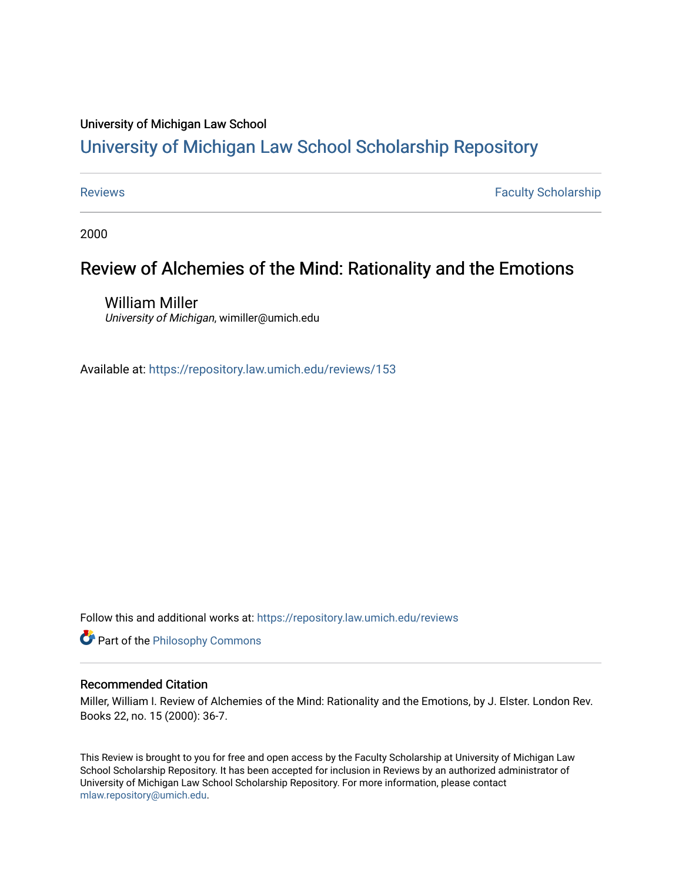University of Michigan Law School

# University of Michigan Law School Scholarship Repository

Reviews | Faculty Scholarship

2000

## Review of Alchemies of the Mind: Rationality and the Emotions

William Miller
*University of Michigan*, wimiller@umich.edu

Available at: https://repository.law.umich.edu/reviews/153

Follow this and additional works at: https://repository.law.umich.edu/reviews

Part of the Philosophy Commons

### Recommended Citation

Miller, William I. Review of Alchemies of the Mind: Rationality and the Emotions, by J. Elster. London Rev. Books 22, no. 15 (2000): 36-7.

This Review is brought to you for free and open access by the Faculty Scholarship at University of Michigan Law School Scholarship Repository. It has been accepted for inclusion in Reviews by an authorized administrator of University of Michigan Law School Scholarship Repository. For more information, please contact mlaw.repository@umich.edu.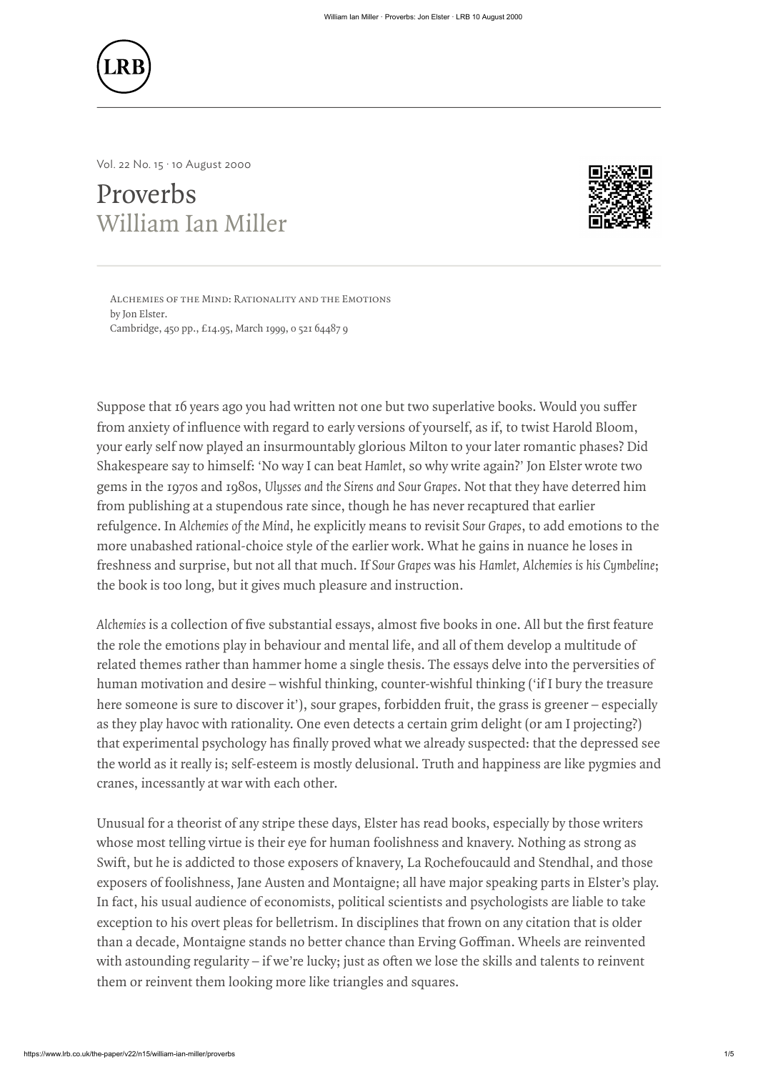Vol. 22 No. 15 · 10 August 2000

# Proverbs
## William Ian Miller

Alchemies of the Mind: Rationality and the Emotions
by Jon Elster.
Cambridge, 450 pp., £14.95, March 1999, 0 521 64487 9

Suppose that 16 years ago you had written not one but two superlative books. Would you suffer from anxiety of influence with regard to early versions of yourself, as if, to twist Harold Bloom, your early self now played an insurmountably glorious Milton to your later romantic phases? Did Shakespeare say to himself: 'No way I can beat *Hamlet*, so why write again?' Jon Elster wrote two gems in the 1970s and 1980s, *Ulysses and the Sirens and Sour Grapes*. Not that they have deterred him from publishing at a stupendous rate since, though he has never recaptured that earlier refulgence. In *Alchemies of the Mind*, he explicitly means to revisit *Sour Grapes*, to add emotions to the more unabashed rational-choice style of the earlier work. What he gains in nuance he loses in freshness and surprise, but not all that much. If *Sour Grapes* was his *Hamlet, Alchemies is his Cymbeline*; the book is too long, but it gives much pleasure and instruction.

*Alchemies* is a collection of five substantial essays, almost five books in one. All but the first feature the role the emotions play in behaviour and mental life, and all of them develop a multitude of related themes rather than hammer home a single thesis. The essays delve into the perversities of human motivation and desire – wishful thinking, counter-wishful thinking ('if I bury the treasure here someone is sure to discover it'), sour grapes, forbidden fruit, the grass is greener – especially as they play havoc with rationality. One even detects a certain grim delight (or am I projecting?) that experimental psychology has finally proved what we already suspected: that the depressed see the world as it really is; self-esteem is mostly delusional. Truth and happiness are like pygmies and cranes, incessantly at war with each other.

Unusual for a theorist of any stripe these days, Elster has read books, especially by those writers whose most telling virtue is their eye for human foolishness and knavery. Nothing as strong as Swift, but he is addicted to those exposers of knavery, La Rochefoucauld and Stendhal, and those exposers of foolishness, Jane Austen and Montaigne; all have major speaking parts in Elster's play. In fact, his usual audience of economists, political scientists and psychologists are liable to take exception to his overt pleas for belletrism. In disciplines that frown on any citation that is older than a decade, Montaigne stands no better chance than Erving Goffman. Wheels are reinvented with astounding regularity – if we're lucky; just as often we lose the skills and talents to reinvent them or reinvent them looking more like triangles and squares.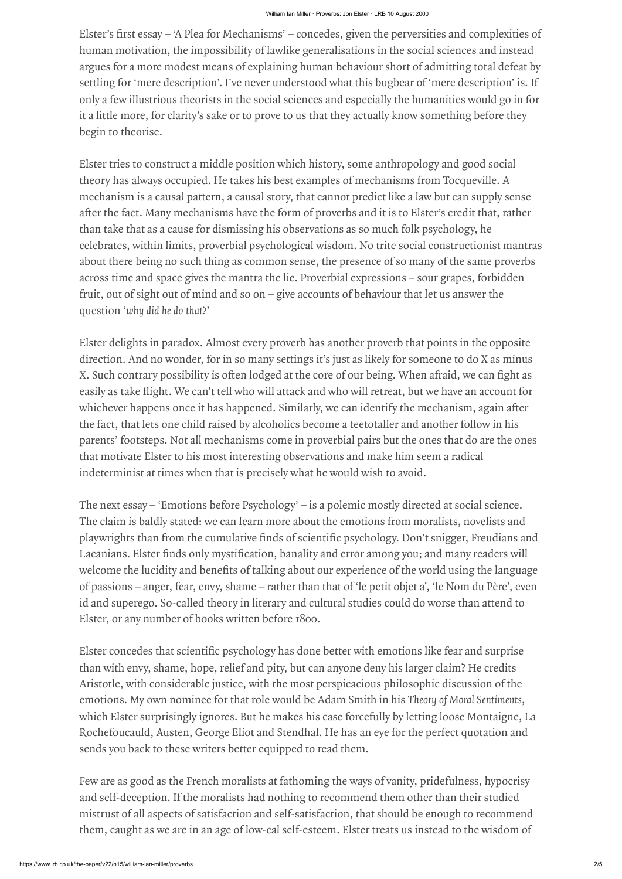Elster's first essay – 'A Plea for Mechanisms' – concedes, given the perversities and complexities of human motivation, the impossibility of lawlike generalisations in the social sciences and instead argues for a more modest means of explaining human behaviour short of admitting total defeat by settling for 'mere description'. I've never understood what this bugbear of 'mere description' is. If only a few illustrious theorists in the social sciences and especially the humanities would go in for it a little more, for clarity's sake or to prove to us that they actually know something before they begin to theorise.

Elster tries to construct a middle position which history, some anthropology and good social theory has always occupied. He takes his best examples of mechanisms from Tocqueville. A mechanism is a causal pattern, a causal story, that cannot predict like a law but can supply sense after the fact. Many mechanisms have the form of proverbs and it is to Elster's credit that, rather than take that as a cause for dismissing his observations as so much folk psychology, he celebrates, within limits, proverbial psychological wisdom. No trite social constructionist mantras about there being no such thing as common sense, the presence of so many of the same proverbs across time and space gives the mantra the lie. Proverbial expressions – sour grapes, forbidden fruit, out of sight out of mind and so on – give accounts of behaviour that let us answer the question '*why did he do that?*'

Elster delights in paradox. Almost every proverb has another proverb that points in the opposite direction. And no wonder, for in so many settings it's just as likely for someone to do X as minus X. Such contrary possibility is often lodged at the core of our being. When afraid, we can fight as easily as take flight. We can't tell who will attack and who will retreat, but we have an account for whichever happens once it has happened. Similarly, we can identify the mechanism, again after the fact, that lets one child raised by alcoholics become a teetotaller and another follow in his parents' footsteps. Not all mechanisms come in proverbial pairs but the ones that do are the ones that motivate Elster to his most interesting observations and make him seem a radical indeterminist at times when that is precisely what he would wish to avoid.

The next essay – 'Emotions before Psychology' – is a polemic mostly directed at social science. The claim is baldly stated: we can learn more about the emotions from moralists, novelists and playwrights than from the cumulative finds of scientific psychology. Don't snigger, Freudians and Lacanians. Elster finds only mystification, banality and error among you; and many readers will welcome the lucidity and benefits of talking about our experience of the world using the language of passions – anger, fear, envy, shame – rather than that of 'le petit objet a', 'le Nom du Père', even id and superego. So-called theory in literary and cultural studies could do worse than attend to Elster, or any number of books written before 1800.

Elster concedes that scientific psychology has done better with emotions like fear and surprise than with envy, shame, hope, relief and pity, but can anyone deny his larger claim? He credits Aristotle, with considerable justice, with the most perspicacious philosophic discussion of the emotions. My own nominee for that role would be Adam Smith in his *Theory of Moral Sentiments*, which Elster surprisingly ignores. But he makes his case forcefully by letting loose Montaigne, La Rochefoucauld, Austen, George Eliot and Stendhal. He has an eye for the perfect quotation and sends you back to these writers better equipped to read them.

Few are as good as the French moralists at fathoming the ways of vanity, pridefulness, hypocrisy and self-deception. If the moralists had nothing to recommend them other than their studied mistrust of all aspects of satisfaction and self-satisfaction, that should be enough to recommend them, caught as we are in an age of low-cal self-esteem. Elster treats us instead to the wisdom of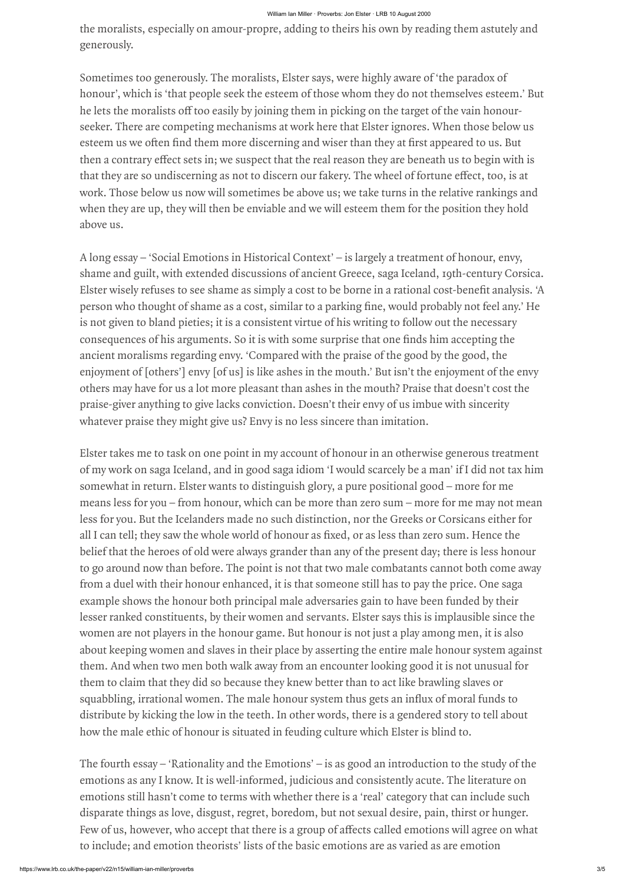the moralists, especially on amour-propre, adding to theirs his own by reading them astutely and generously.

Sometimes too generously. The moralists, Elster says, were highly aware of 'the paradox of honour', which is 'that people seek the esteem of those whom they do not themselves esteem.' But he lets the moralists off too easily by joining them in picking on the target of the vain honour-seeker. There are competing mechanisms at work here that Elster ignores. When those below us esteem us we often find them more discerning and wiser than they at first appeared to us. But then a contrary effect sets in; we suspect that the real reason they are beneath us to begin with is that they are so undiscerning as not to discern our fakery. The wheel of fortune effect, too, is at work. Those below us now will sometimes be above us; we take turns in the relative rankings and when they are up, they will then be enviable and we will esteem them for the position they hold above us.

A long essay – 'Social Emotions in Historical Context' – is largely a treatment of honour, envy, shame and guilt, with extended discussions of ancient Greece, saga Iceland, 19th-century Corsica. Elster wisely refuses to see shame as simply a cost to be borne in a rational cost-benefit analysis. 'A person who thought of shame as a cost, similar to a parking fine, would probably not feel any.' He is not given to bland pieties; it is a consistent virtue of his writing to follow out the necessary consequences of his arguments. So it is with some surprise that one finds him accepting the ancient moralisms regarding envy. 'Compared with the praise of the good by the good, the enjoyment of [others'] envy [of us] is like ashes in the mouth.' But isn't the enjoyment of the envy others may have for us a lot more pleasant than ashes in the mouth? Praise that doesn't cost the praise-giver anything to give lacks conviction. Doesn't their envy of us imbue with sincerity whatever praise they might give us? Envy is no less sincere than imitation.

Elster takes me to task on one point in my account of honour in an otherwise generous treatment of my work on saga Iceland, and in good saga idiom 'I would scarcely be a man' if I did not tax him somewhat in return. Elster wants to distinguish glory, a pure positional good – more for me means less for you – from honour, which can be more than zero sum – more for me may not mean less for you. But the Icelanders made no such distinction, nor the Greeks or Corsicans either for all I can tell; they saw the whole world of honour as fixed, or as less than zero sum. Hence the belief that the heroes of old were always grander than any of the present day; there is less honour to go around now than before. The point is not that two male combatants cannot both come away from a duel with their honour enhanced, it is that someone still has to pay the price. One saga example shows the honour both principal male adversaries gain to have been funded by their lesser ranked constituents, by their women and servants. Elster says this is implausible since the women are not players in the honour game. But honour is not just a play among men, it is also about keeping women and slaves in their place by asserting the entire male honour system against them. And when two men both walk away from an encounter looking good it is not unusual for them to claim that they did so because they knew better than to act like brawling slaves or squabbling, irrational women. The male honour system thus gets an influx of moral funds to distribute by kicking the low in the teeth. In other words, there is a gendered story to tell about how the male ethic of honour is situated in feuding culture which Elster is blind to.

The fourth essay – 'Rationality and the Emotions' – is as good an introduction to the study of the emotions as any I know. It is well-informed, judicious and consistently acute. The literature on emotions still hasn't come to terms with whether there is a 'real' category that can include such disparate things as love, disgust, regret, boredom, but not sexual desire, pain, thirst or hunger. Few of us, however, who accept that there is a group of affects called emotions will agree on what to include; and emotion theorists' lists of the basic emotions are as varied as are emotion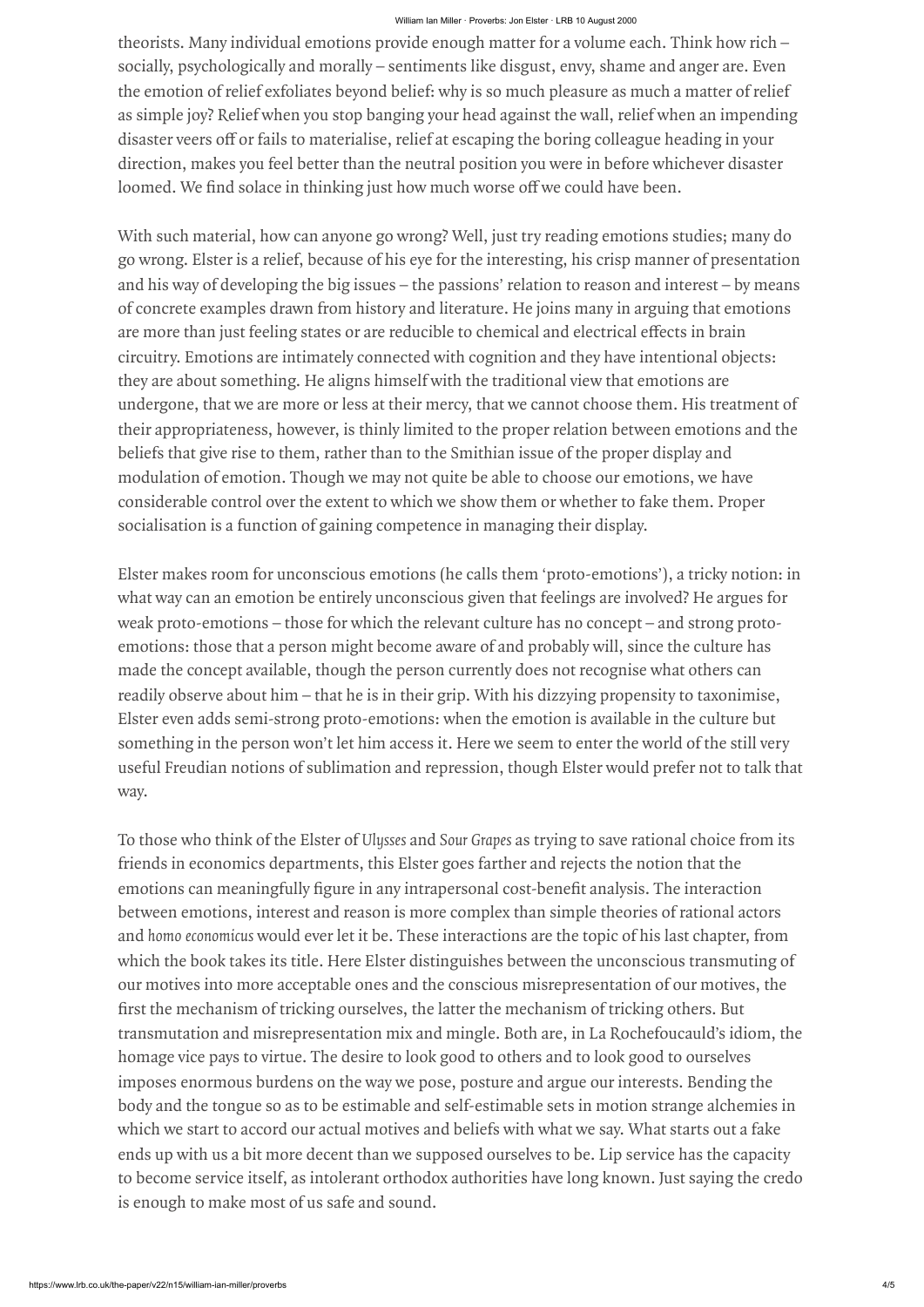theorists. Many individual emotions provide enough matter for a volume each. Think how rich – socially, psychologically and morally – sentiments like disgust, envy, shame and anger are. Even the emotion of relief exfoliates beyond belief: why is so much pleasure as much a matter of relief as simple joy? Relief when you stop banging your head against the wall, relief when an impending disaster veers off or fails to materialise, relief at escaping the boring colleague heading in your direction, makes you feel better than the neutral position you were in before whichever disaster loomed. We find solace in thinking just how much worse off we could have been.

With such material, how can anyone go wrong? Well, just try reading emotions studies; many do go wrong. Elster is a relief, because of his eye for the interesting, his crisp manner of presentation and his way of developing the big issues – the passions' relation to reason and interest – by means of concrete examples drawn from history and literature. He joins many in arguing that emotions are more than just feeling states or are reducible to chemical and electrical effects in brain circuitry. Emotions are intimately connected with cognition and they have intentional objects: they are about something. He aligns himself with the traditional view that emotions are undergone, that we are more or less at their mercy, that we cannot choose them. His treatment of their appropriateness, however, is thinly limited to the proper relation between emotions and the beliefs that give rise to them, rather than to the Smithian issue of the proper display and modulation of emotion. Though we may not quite be able to choose our emotions, we have considerable control over the extent to which we show them or whether to fake them. Proper socialisation is a function of gaining competence in managing their display.

Elster makes room for unconscious emotions (he calls them 'proto-emotions'), a tricky notion: in what way can an emotion be entirely unconscious given that feelings are involved? He argues for weak proto-emotions – those for which the relevant culture has no concept – and strong proto-emotions: those that a person might become aware of and probably will, since the culture has made the concept available, though the person currently does not recognise what others can readily observe about him – that he is in their grip. With his dizzying propensity to taxonimise, Elster even adds semi-strong proto-emotions: when the emotion is available in the culture but something in the person won't let him access it. Here we seem to enter the world of the still very useful Freudian notions of sublimation and repression, though Elster would prefer not to talk that way.

To those who think of the Elster of *Ulysses* and *Sour Grapes* as trying to save rational choice from its friends in economics departments, this Elster goes farther and rejects the notion that the emotions can meaningfully figure in any intrapersonal cost-benefit analysis. The interaction between emotions, interest and reason is more complex than simple theories of rational actors and *homo economicus* would ever let it be. These interactions are the topic of his last chapter, from which the book takes its title. Here Elster distinguishes between the unconscious transmuting of our motives into more acceptable ones and the conscious misrepresentation of our motives, the first the mechanism of tricking ourselves, the latter the mechanism of tricking others. But transmutation and misrepresentation mix and mingle. Both are, in La Rochefoucauld's idiom, the homage vice pays to virtue. The desire to look good to others and to look good to ourselves imposes enormous burdens on the way we pose, posture and argue our interests. Bending the body and the tongue so as to be estimable and self-estimable sets in motion strange alchemies in which we start to accord our actual motives and beliefs with what we say. What starts out a fake ends up with us a bit more decent than we supposed ourselves to be. Lip service has the capacity to become service itself, as intolerant orthodox authorities have long known. Just saying the credo is enough to make most of us safe and sound.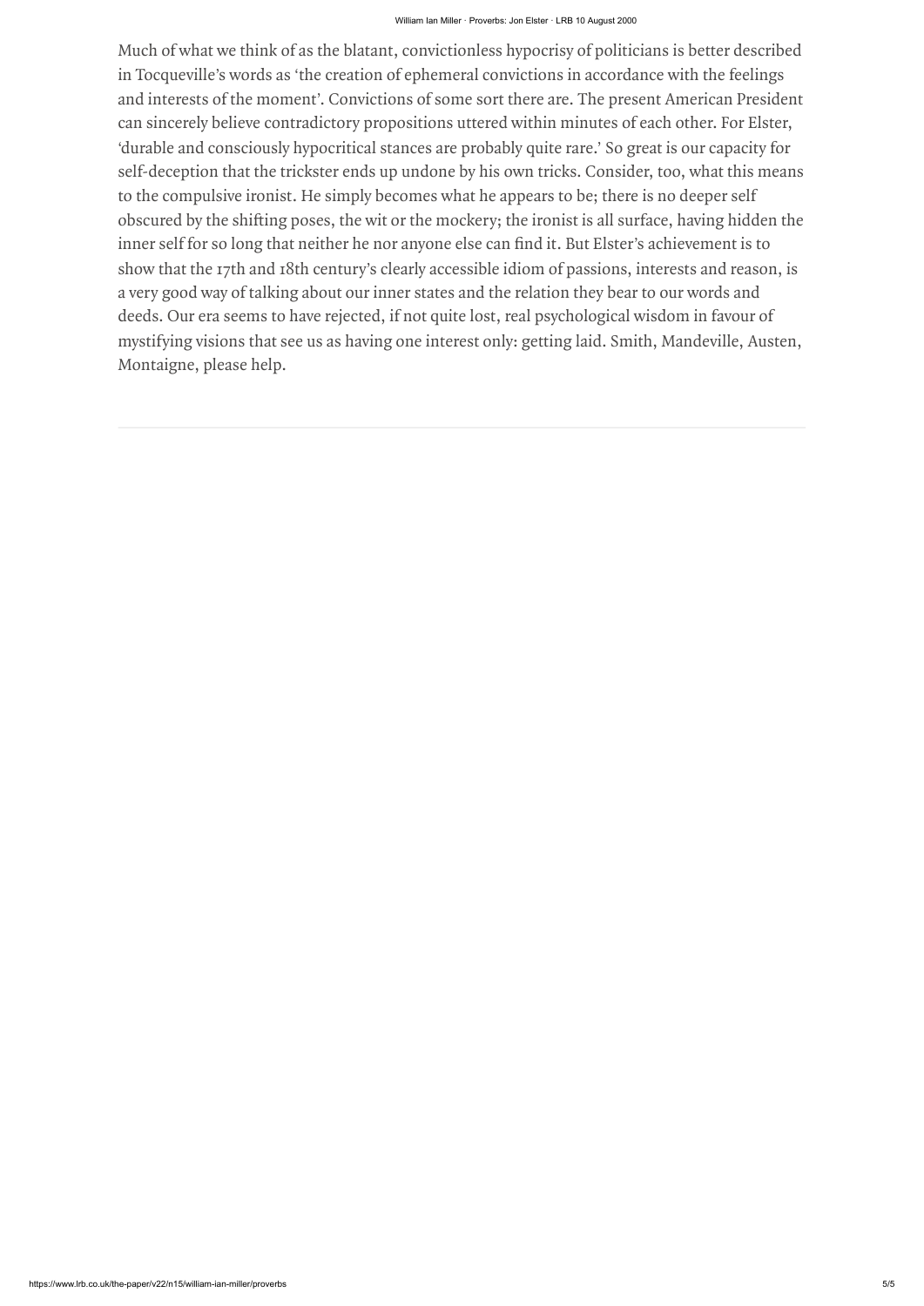Much of what we think of as the blatant, convictionless hypocrisy of politicians is better described in Tocqueville's words as 'the creation of ephemeral convictions in accordance with the feelings and interests of the moment'. Convictions of some sort there are. The present American President can sincerely believe contradictory propositions uttered within minutes of each other. For Elster, 'durable and consciously hypocritical stances are probably quite rare.' So great is our capacity for self-deception that the trickster ends up undone by his own tricks. Consider, too, what this means to the compulsive ironist. He simply becomes what he appears to be; there is no deeper self obscured by the shifting poses, the wit or the mockery; the ironist is all surface, having hidden the inner self for so long that neither he nor anyone else can find it. But Elster's achievement is to show that the 17th and 18th century's clearly accessible idiom of passions, interests and reason, is a very good way of talking about our inner states and the relation they bear to our words and deeds. Our era seems to have rejected, if not quite lost, real psychological wisdom in favour of mystifying visions that see us as having one interest only: getting laid. Smith, Mandeville, Austen, Montaigne, please help.